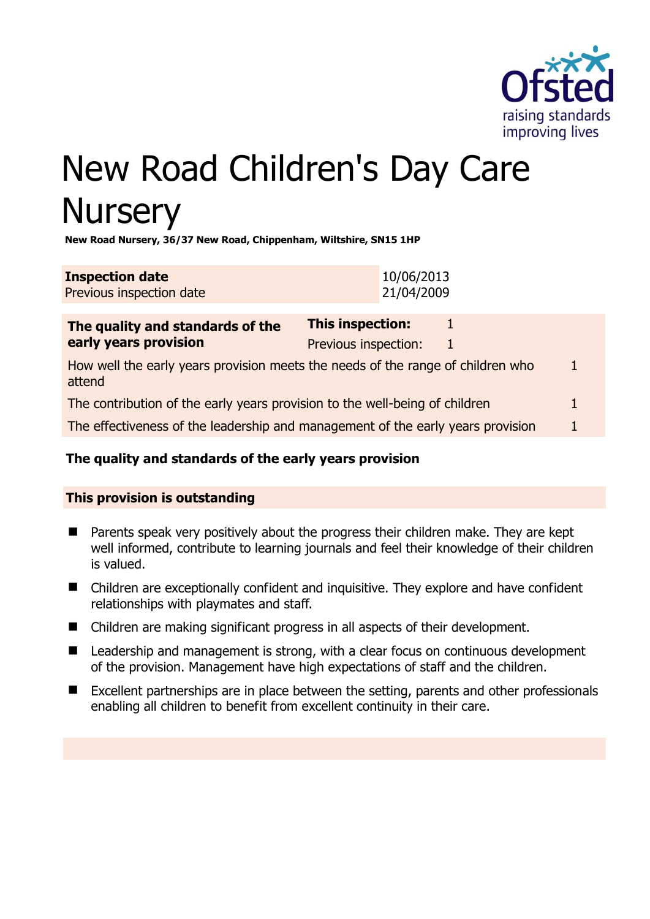# New Road Children's Day Care Nursery

**New Road Nursery, 36/37 New Road, Chippenham, Wiltshire, SN15 1HP**

| **Inspection date** | 10/06/2013 |
| --- | --- |
| Previous inspection date | 21/04/2009 |

| **The quality and standards of the early years provision** | **This inspection:** | 1 |
| --- | --- | --- |
| | Previous inspection: | 1 |
| How well the early years provision meets the needs of the range of children who attend | | 1 |
| The contribution of the early years provision to the well-being of children | | 1 |
| The effectiveness of the leadership and management of the early years provision | | 1 |

**The quality and standards of the early years provision**

**This provision is outstanding**

- Parents speak very positively about the progress their children make. They are kept well informed, contribute to learning journals and feel their knowledge of their children is valued.
- Children are exceptionally confident and inquisitive. They explore and have confident relationships with playmates and staff.
- Children are making significant progress in all aspects of their development.
- Leadership and management is strong, with a clear focus on continuous development of the provision. Management have high expectations of staff and the children.
- Excellent partnerships are in place between the setting, parents and other professionals enabling all children to benefit from excellent continuity in their care.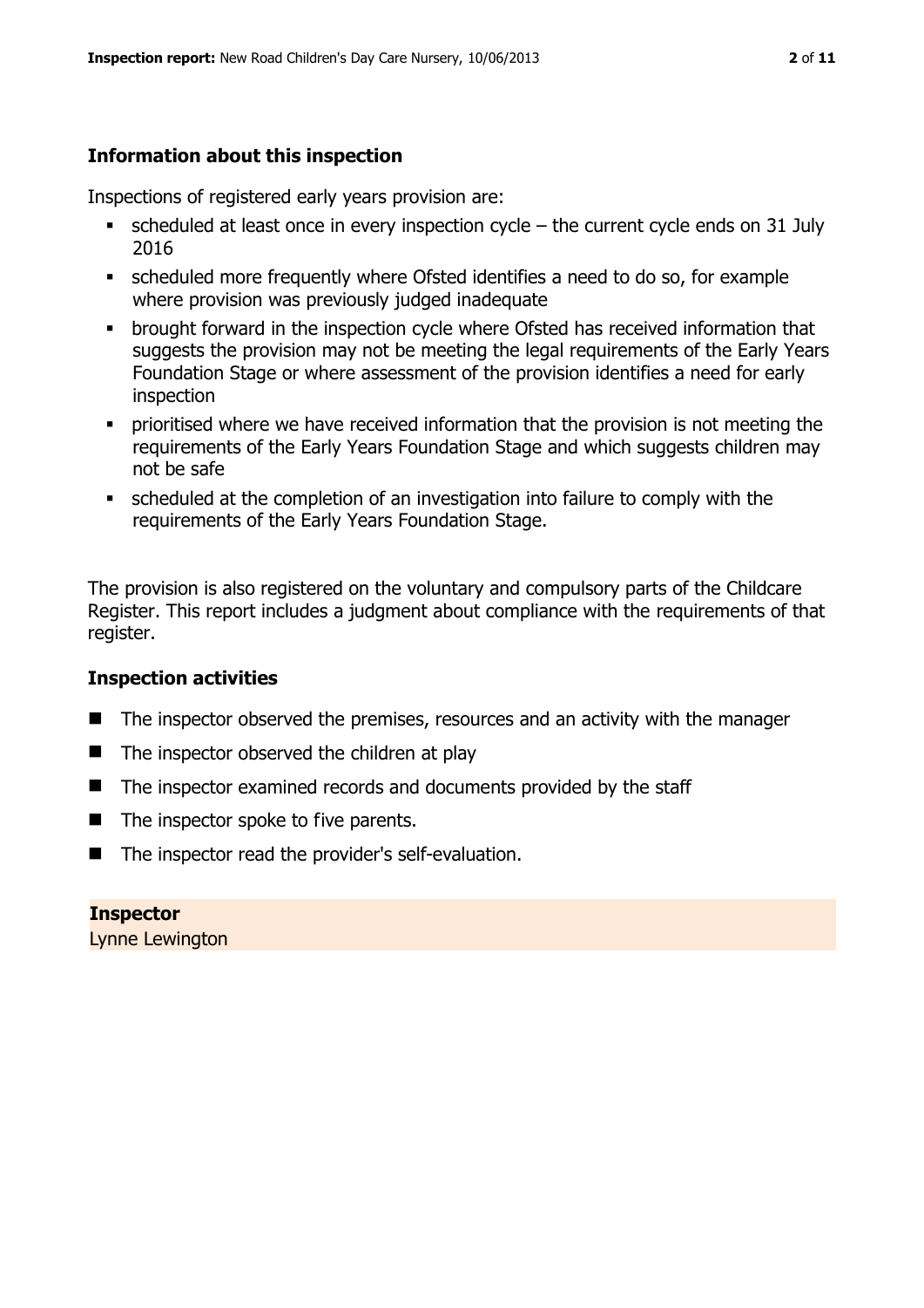## Information about this inspection

Inspections of registered early years provision are:

- scheduled at least once in every inspection cycle – the current cycle ends on 31 July 2016
- scheduled more frequently where Ofsted identifies a need to do so, for example where provision was previously judged inadequate
- brought forward in the inspection cycle where Ofsted has received information that suggests the provision may not be meeting the legal requirements of the Early Years Foundation Stage or where assessment of the provision identifies a need for early inspection
- prioritised where we have received information that the provision is not meeting the requirements of the Early Years Foundation Stage and which suggests children may not be safe
- scheduled at the completion of an investigation into failure to comply with the requirements of the Early Years Foundation Stage.

The provision is also registered on the voluntary and compulsory parts of the Childcare Register. This report includes a judgment about compliance with the requirements of that register.

## Inspection activities

- The inspector observed the premises, resources and an activity with the manager
- The inspector observed the children at play
- The inspector examined records and documents provided by the staff
- The inspector spoke to five parents.
- The inspector read the provider's self-evaluation.

**Inspector**

Lynne Lewington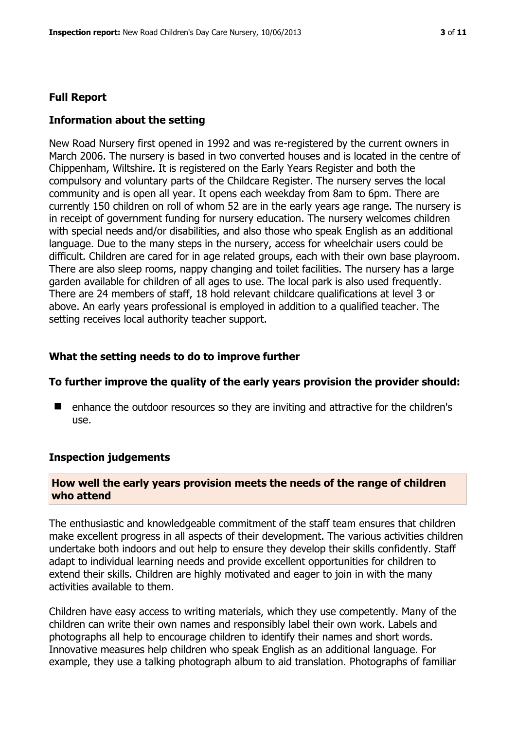## Full Report

### Information about the setting

New Road Nursery first opened in 1992 and was re-registered by the current owners in March 2006. The nursery is based in two converted houses and is located in the centre of Chippenham, Wiltshire. It is registered on the Early Years Register and both the compulsory and voluntary parts of the Childcare Register. The nursery serves the local community and is open all year. It opens each weekday from 8am to 6pm. There are currently 150 children on roll of whom 52 are in the early years age range. The nursery is in receipt of government funding for nursery education. The nursery welcomes children with special needs and/or disabilities, and also those who speak English as an additional language. Due to the many steps in the nursery, access for wheelchair users could be difficult. Children are cared for in age related groups, each with their own base playroom. There are also sleep rooms, nappy changing and toilet facilities. The nursery has a large garden available for children of all ages to use. The local park is also used frequently. There are 24 members of staff, 18 hold relevant childcare qualifications at level 3 or above. An early years professional is employed in addition to a qualified teacher. The setting receives local authority teacher support.

### What the setting needs to do to improve further

#### To further improve the quality of the early years provision the provider should:

- enhance the outdoor resources so they are inviting and attractive for the children's use.

### Inspection judgements

#### How well the early years provision meets the needs of the range of children who attend

The enthusiastic and knowledgeable commitment of the staff team ensures that children make excellent progress in all aspects of their development. The various activities children undertake both indoors and out help to ensure they develop their skills confidently. Staff adapt to individual learning needs and provide excellent opportunities for children to extend their skills. Children are highly motivated and eager to join in with the many activities available to them.

Children have easy access to writing materials, which they use competently. Many of the children can write their own names and responsibly label their own work. Labels and photographs all help to encourage children to identify their names and short words. Innovative measures help children who speak English as an additional language. For example, they use a talking photograph album to aid translation. Photographs of familiar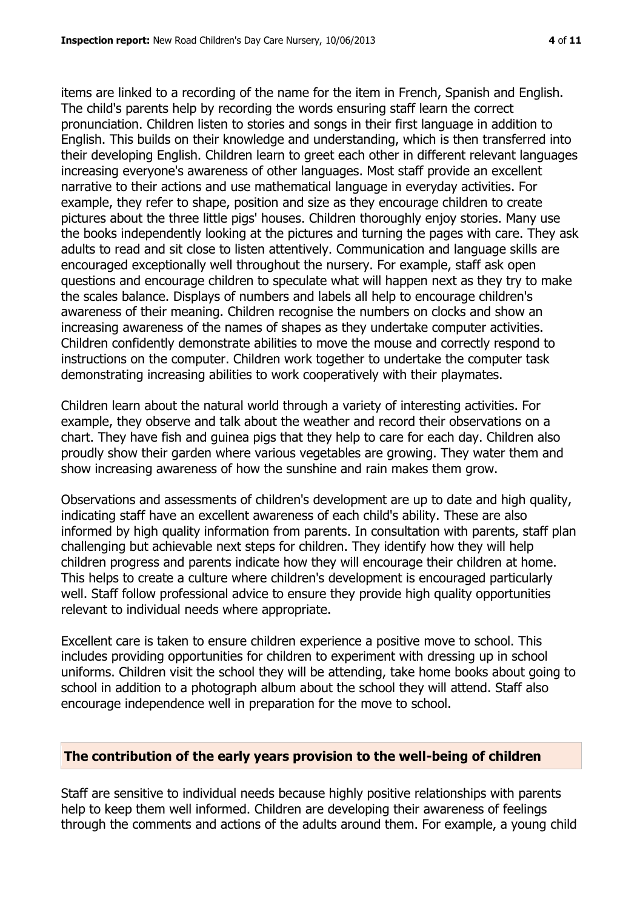items are linked to a recording of the name for the item in French, Spanish and English. The child's parents help by recording the words ensuring staff learn the correct pronunciation. Children listen to stories and songs in their first language in addition to English. This builds on their knowledge and understanding, which is then transferred into their developing English. Children learn to greet each other in different relevant languages increasing everyone's awareness of other languages. Most staff provide an excellent narrative to their actions and use mathematical language in everyday activities. For example, they refer to shape, position and size as they encourage children to create pictures about the three little pigs' houses. Children thoroughly enjoy stories. Many use the books independently looking at the pictures and turning the pages with care. They ask adults to read and sit close to listen attentively. Communication and language skills are encouraged exceptionally well throughout the nursery. For example, staff ask open questions and encourage children to speculate what will happen next as they try to make the scales balance. Displays of numbers and labels all help to encourage children's awareness of their meaning. Children recognise the numbers on clocks and show an increasing awareness of the names of shapes as they undertake computer activities. Children confidently demonstrate abilities to move the mouse and correctly respond to instructions on the computer. Children work together to undertake the computer task demonstrating increasing abilities to work cooperatively with their playmates.

Children learn about the natural world through a variety of interesting activities. For example, they observe and talk about the weather and record their observations on a chart. They have fish and guinea pigs that they help to care for each day. Children also proudly show their garden where various vegetables are growing. They water them and show increasing awareness of how the sunshine and rain makes them grow.

Observations and assessments of children's development are up to date and high quality, indicating staff have an excellent awareness of each child's ability. These are also informed by high quality information from parents. In consultation with parents, staff plan challenging but achievable next steps for children. They identify how they will help children progress and parents indicate how they will encourage their children at home. This helps to create a culture where children's development is encouraged particularly well. Staff follow professional advice to ensure they provide high quality opportunities relevant to individual needs where appropriate.

Excellent care is taken to ensure children experience a positive move to school. This includes providing opportunities for children to experiment with dressing up in school uniforms. Children visit the school they will be attending, take home books about going to school in addition to a photograph album about the school they will attend. Staff also encourage independence well in preparation for the move to school.

## The contribution of the early years provision to the well-being of children

Staff are sensitive to individual needs because highly positive relationships with parents help to keep them well informed. Children are developing their awareness of feelings through the comments and actions of the adults around them. For example, a young child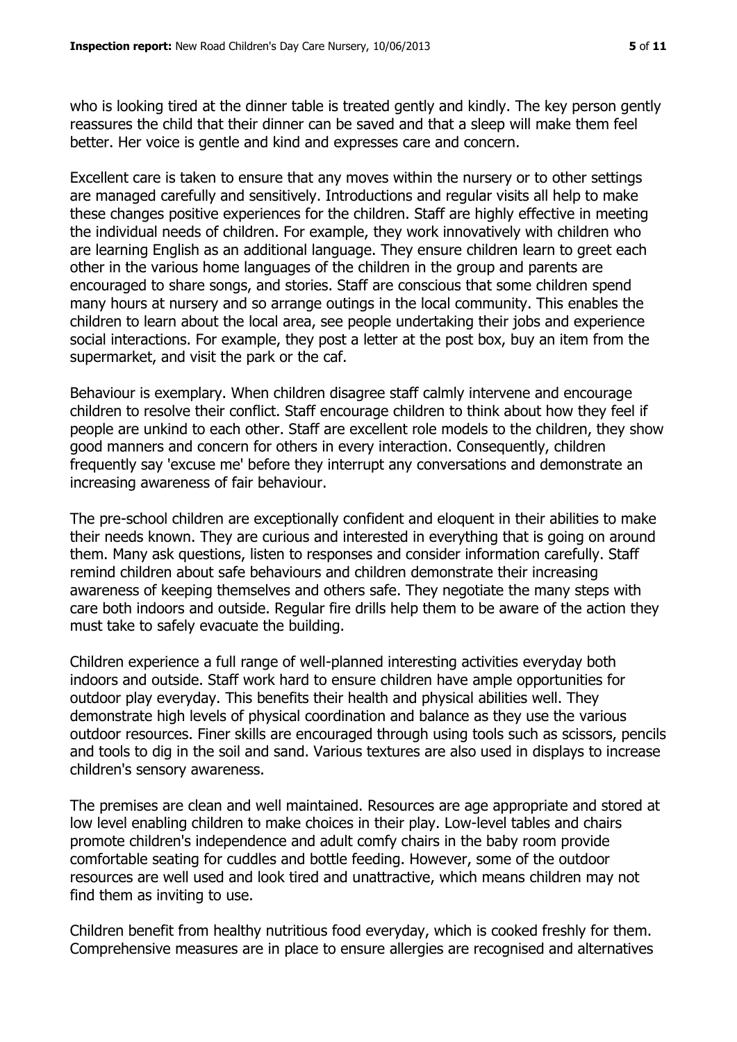who is looking tired at the dinner table is treated gently and kindly. The key person gently reassures the child that their dinner can be saved and that a sleep will make them feel better. Her voice is gentle and kind and expresses care and concern.

Excellent care is taken to ensure that any moves within the nursery or to other settings are managed carefully and sensitively. Introductions and regular visits all help to make these changes positive experiences for the children. Staff are highly effective in meeting the individual needs of children. For example, they work innovatively with children who are learning English as an additional language. They ensure children learn to greet each other in the various home languages of the children in the group and parents are encouraged to share songs, and stories. Staff are conscious that some children spend many hours at nursery and so arrange outings in the local community. This enables the children to learn about the local area, see people undertaking their jobs and experience social interactions. For example, they post a letter at the post box, buy an item from the supermarket, and visit the park or the caf.

Behaviour is exemplary. When children disagree staff calmly intervene and encourage children to resolve their conflict. Staff encourage children to think about how they feel if people are unkind to each other. Staff are excellent role models to the children, they show good manners and concern for others in every interaction. Consequently, children frequently say 'excuse me' before they interrupt any conversations and demonstrate an increasing awareness of fair behaviour.

The pre-school children are exceptionally confident and eloquent in their abilities to make their needs known. They are curious and interested in everything that is going on around them. Many ask questions, listen to responses and consider information carefully. Staff remind children about safe behaviours and children demonstrate their increasing awareness of keeping themselves and others safe. They negotiate the many steps with care both indoors and outside. Regular fire drills help them to be aware of the action they must take to safely evacuate the building.

Children experience a full range of well-planned interesting activities everyday both indoors and outside. Staff work hard to ensure children have ample opportunities for outdoor play everyday. This benefits their health and physical abilities well. They demonstrate high levels of physical coordination and balance as they use the various outdoor resources. Finer skills are encouraged through using tools such as scissors, pencils and tools to dig in the soil and sand. Various textures are also used in displays to increase children's sensory awareness.

The premises are clean and well maintained. Resources are age appropriate and stored at low level enabling children to make choices in their play. Low-level tables and chairs promote children's independence and adult comfy chairs in the baby room provide comfortable seating for cuddles and bottle feeding. However, some of the outdoor resources are well used and look tired and unattractive, which means children may not find them as inviting to use.

Children benefit from healthy nutritious food everyday, which is cooked freshly for them. Comprehensive measures are in place to ensure allergies are recognised and alternatives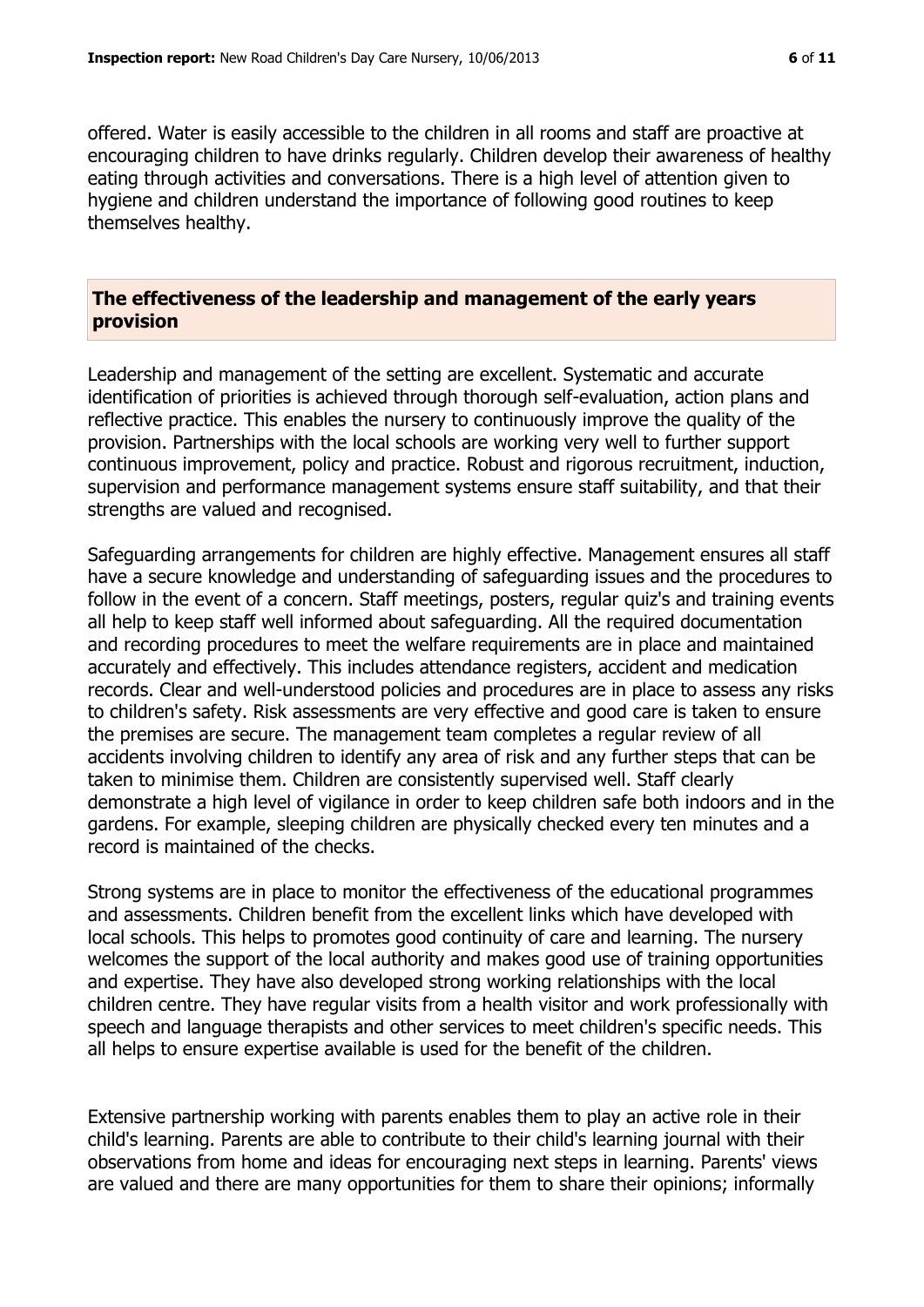offered. Water is easily accessible to the children in all rooms and staff are proactive at encouraging children to have drinks regularly. Children develop their awareness of healthy eating through activities and conversations. There is a high level of attention given to hygiene and children understand the importance of following good routines to keep themselves healthy.

## The effectiveness of the leadership and management of the early years provision

Leadership and management of the setting are excellent. Systematic and accurate identification of priorities is achieved through thorough self-evaluation, action plans and reflective practice. This enables the nursery to continuously improve the quality of the provision. Partnerships with the local schools are working very well to further support continuous improvement, policy and practice. Robust and rigorous recruitment, induction, supervision and performance management systems ensure staff suitability, and that their strengths are valued and recognised.

Safeguarding arrangements for children are highly effective. Management ensures all staff have a secure knowledge and understanding of safeguarding issues and the procedures to follow in the event of a concern. Staff meetings, posters, regular quiz's and training events all help to keep staff well informed about safeguarding. All the required documentation and recording procedures to meet the welfare requirements are in place and maintained accurately and effectively. This includes attendance registers, accident and medication records. Clear and well-understood policies and procedures are in place to assess any risks to children's safety. Risk assessments are very effective and good care is taken to ensure the premises are secure. The management team completes a regular review of all accidents involving children to identify any area of risk and any further steps that can be taken to minimise them. Children are consistently supervised well. Staff clearly demonstrate a high level of vigilance in order to keep children safe both indoors and in the gardens. For example, sleeping children are physically checked every ten minutes and a record is maintained of the checks.

Strong systems are in place to monitor the effectiveness of the educational programmes and assessments. Children benefit from the excellent links which have developed with local schools. This helps to promotes good continuity of care and learning. The nursery welcomes the support of the local authority and makes good use of training opportunities and expertise. They have also developed strong working relationships with the local children centre. They have regular visits from a health visitor and work professionally with speech and language therapists and other services to meet children's specific needs. This all helps to ensure expertise available is used for the benefit of the children.

Extensive partnership working with parents enables them to play an active role in their child's learning. Parents are able to contribute to their child's learning journal with their observations from home and ideas for encouraging next steps in learning. Parents' views are valued and there are many opportunities for them to share their opinions; informally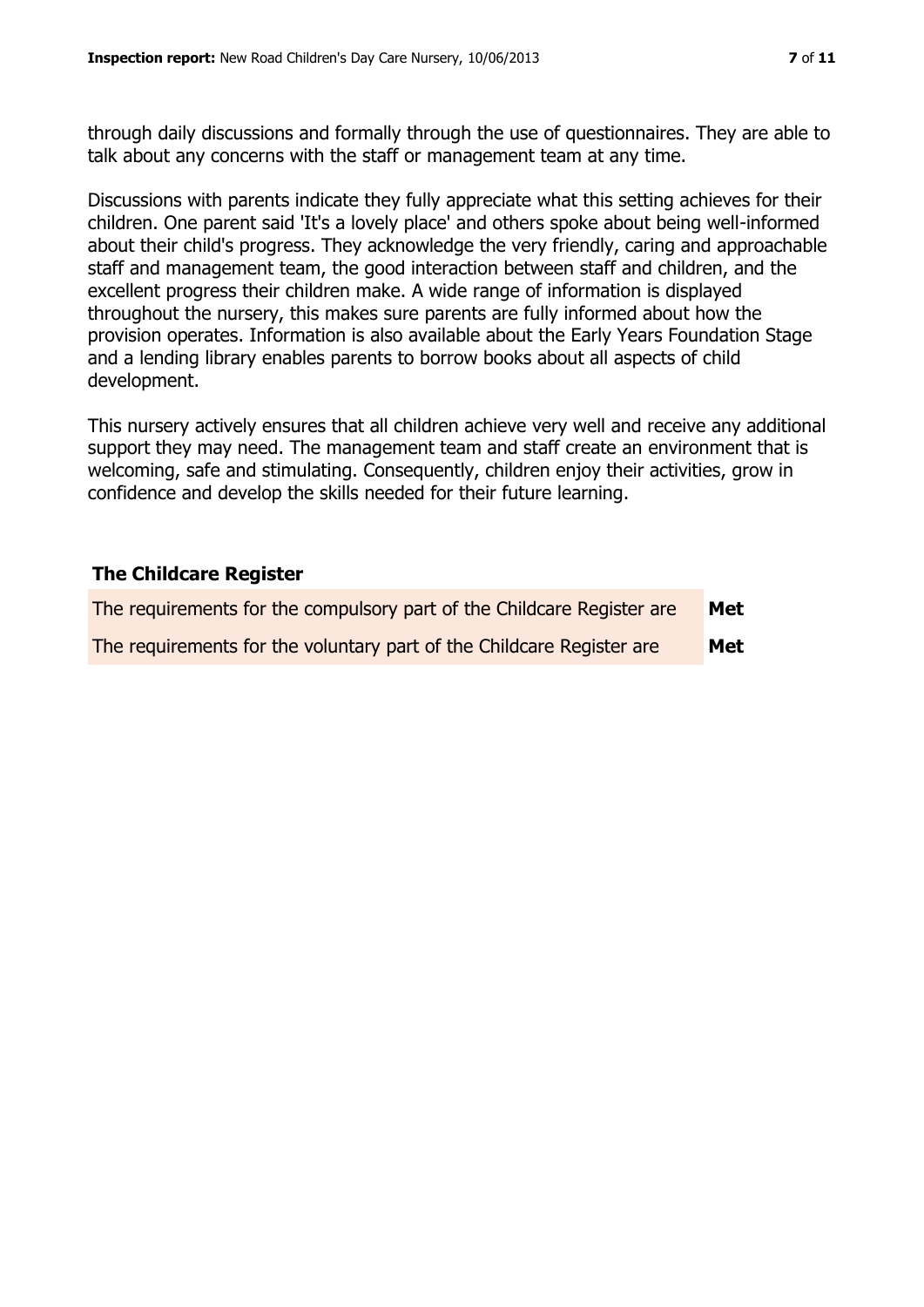through daily discussions and formally through the use of questionnaires. They are able to talk about any concerns with the staff or management team at any time.

Discussions with parents indicate they fully appreciate what this setting achieves for their children. One parent said 'It's a lovely place' and others spoke about being well-informed about their child's progress. They acknowledge the very friendly, caring and approachable staff and management team, the good interaction between staff and children, and the excellent progress their children make. A wide range of information is displayed throughout the nursery, this makes sure parents are fully informed about how the provision operates. Information is also available about the Early Years Foundation Stage and a lending library enables parents to borrow books about all aspects of child development.

This nursery actively ensures that all children achieve very well and receive any additional support they may need. The management team and staff create an environment that is welcoming, safe and stimulating. Consequently, children enjoy their activities, grow in confidence and develop the skills needed for their future learning.

## The Childcare Register

| | |
|---|---|
| The requirements for the compulsory part of the Childcare Register are | **Met** |
| The requirements for the voluntary part of the Childcare Register are | **Met** |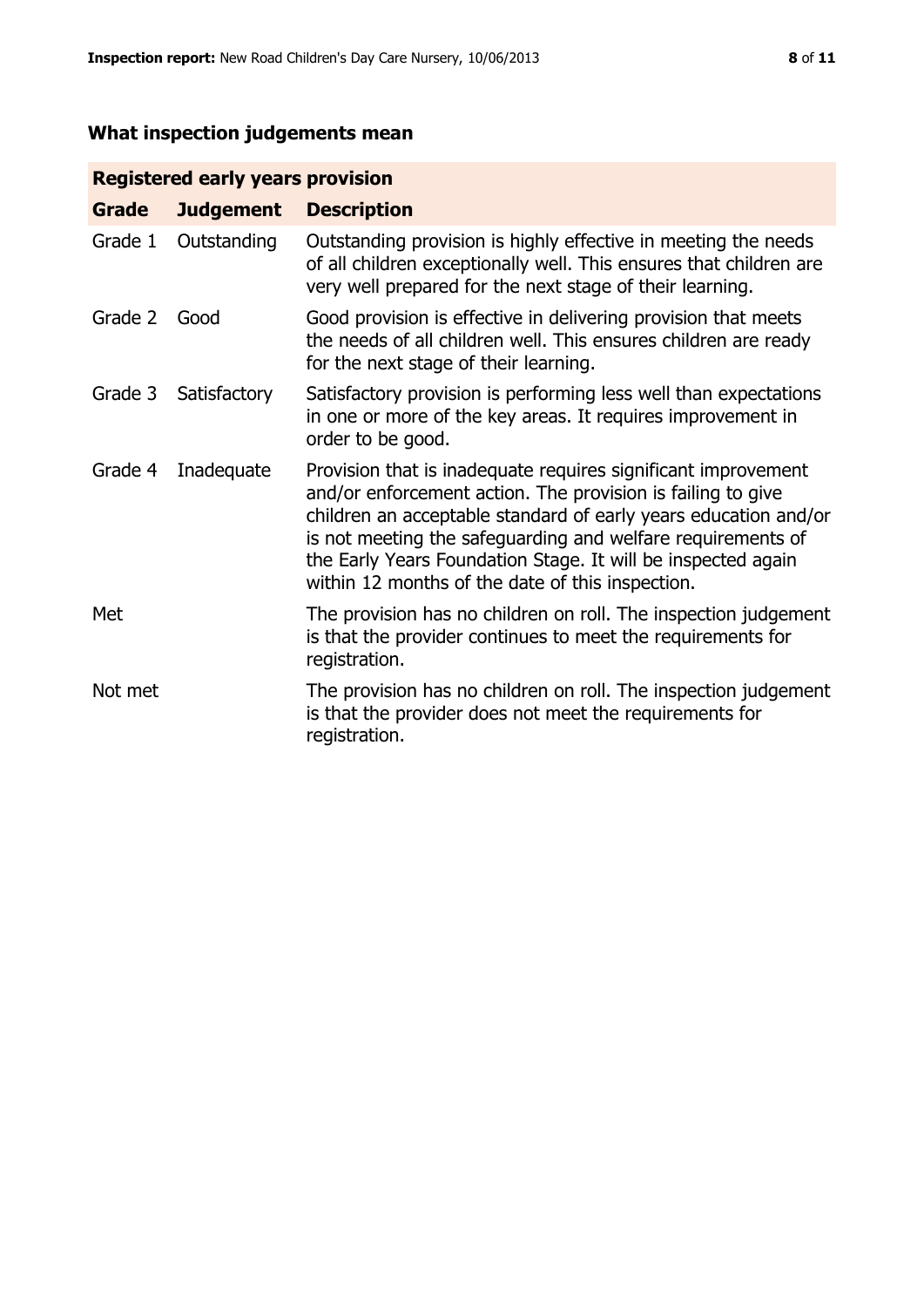## What inspection judgements mean

| Registered early years provision | | |
|---|---|---|
| **Grade** | **Judgement** | **Description** |
| Grade 1 | Outstanding | Outstanding provision is highly effective in meeting the needs of all children exceptionally well. This ensures that children are very well prepared for the next stage of their learning. |
| Grade 2 | Good | Good provision is effective in delivering provision that meets the needs of all children well. This ensures children are ready for the next stage of their learning. |
| Grade 3 | Satisfactory | Satisfactory provision is performing less well than expectations in one or more of the key areas. It requires improvement in order to be good. |
| Grade 4 | Inadequate | Provision that is inadequate requires significant improvement and/or enforcement action. The provision is failing to give children an acceptable standard of early years education and/or is not meeting the safeguarding and welfare requirements of the Early Years Foundation Stage. It will be inspected again within 12 months of the date of this inspection. |
| Met | | The provision has no children on roll. The inspection judgement is that the provider continues to meet the requirements for registration. |
| Not met | | The provision has no children on roll. The inspection judgement is that the provider does not meet the requirements for registration. |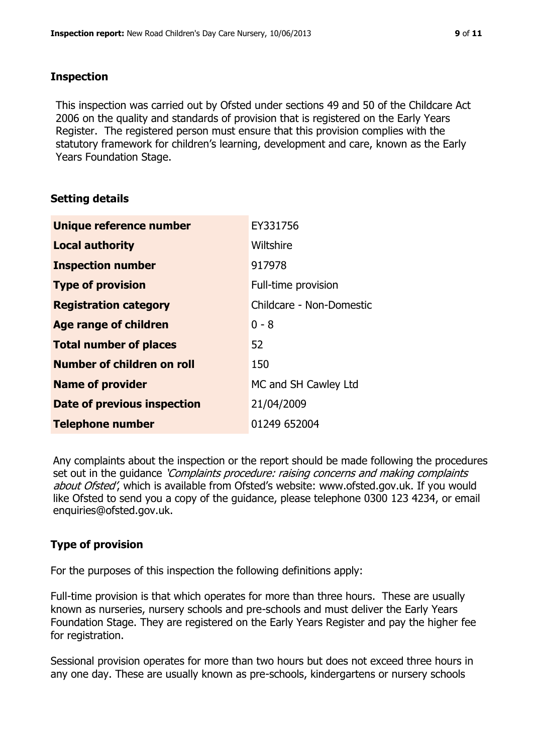## Inspection

This inspection was carried out by Ofsted under sections 49 and 50 of the Childcare Act 2006 on the quality and standards of provision that is registered on the Early Years Register. The registered person must ensure that this provision complies with the statutory framework for children's learning, development and care, known as the Early Years Foundation Stage.

## Setting details

| | |
|---|---|
| **Unique reference number** | EY331756 |
| **Local authority** | Wiltshire |
| **Inspection number** | 917978 |
| **Type of provision** | Full-time provision |
| **Registration category** | Childcare - Non-Domestic |
| **Age range of children** | 0 - 8 |
| **Total number of places** | 52 |
| **Number of children on roll** | 150 |
| **Name of provider** | MC and SH Cawley Ltd |
| **Date of previous inspection** | 21/04/2009 |
| **Telephone number** | 01249 652004 |

Any complaints about the inspection or the report should be made following the procedures set out in the guidance *'Complaints procedure: raising concerns and making complaints about Ofsted'*, which is available from Ofsted's website: www.ofsted.gov.uk. If you would like Ofsted to send you a copy of the guidance, please telephone 0300 123 4234, or email enquiries@ofsted.gov.uk.

## Type of provision

For the purposes of this inspection the following definitions apply:

Full-time provision is that which operates for more than three hours. These are usually known as nurseries, nursery schools and pre-schools and must deliver the Early Years Foundation Stage. They are registered on the Early Years Register and pay the higher fee for registration.

Sessional provision operates for more than two hours but does not exceed three hours in any one day. These are usually known as pre-schools, kindergartens or nursery schools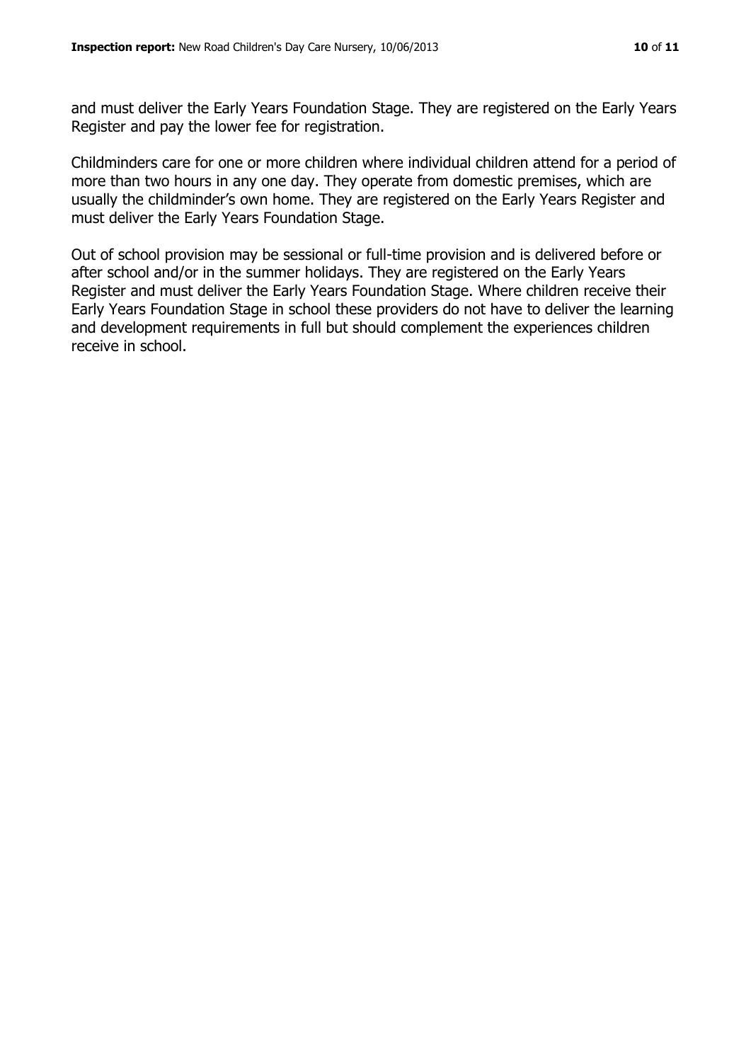and must deliver the Early Years Foundation Stage. They are registered on the Early Years Register and pay the lower fee for registration.

Childminders care for one or more children where individual children attend for a period of more than two hours in any one day. They operate from domestic premises, which are usually the childminder's own home. They are registered on the Early Years Register and must deliver the Early Years Foundation Stage.

Out of school provision may be sessional or full-time provision and is delivered before or after school and/or in the summer holidays. They are registered on the Early Years Register and must deliver the Early Years Foundation Stage. Where children receive their Early Years Foundation Stage in school these providers do not have to deliver the learning and development requirements in full but should complement the experiences children receive in school.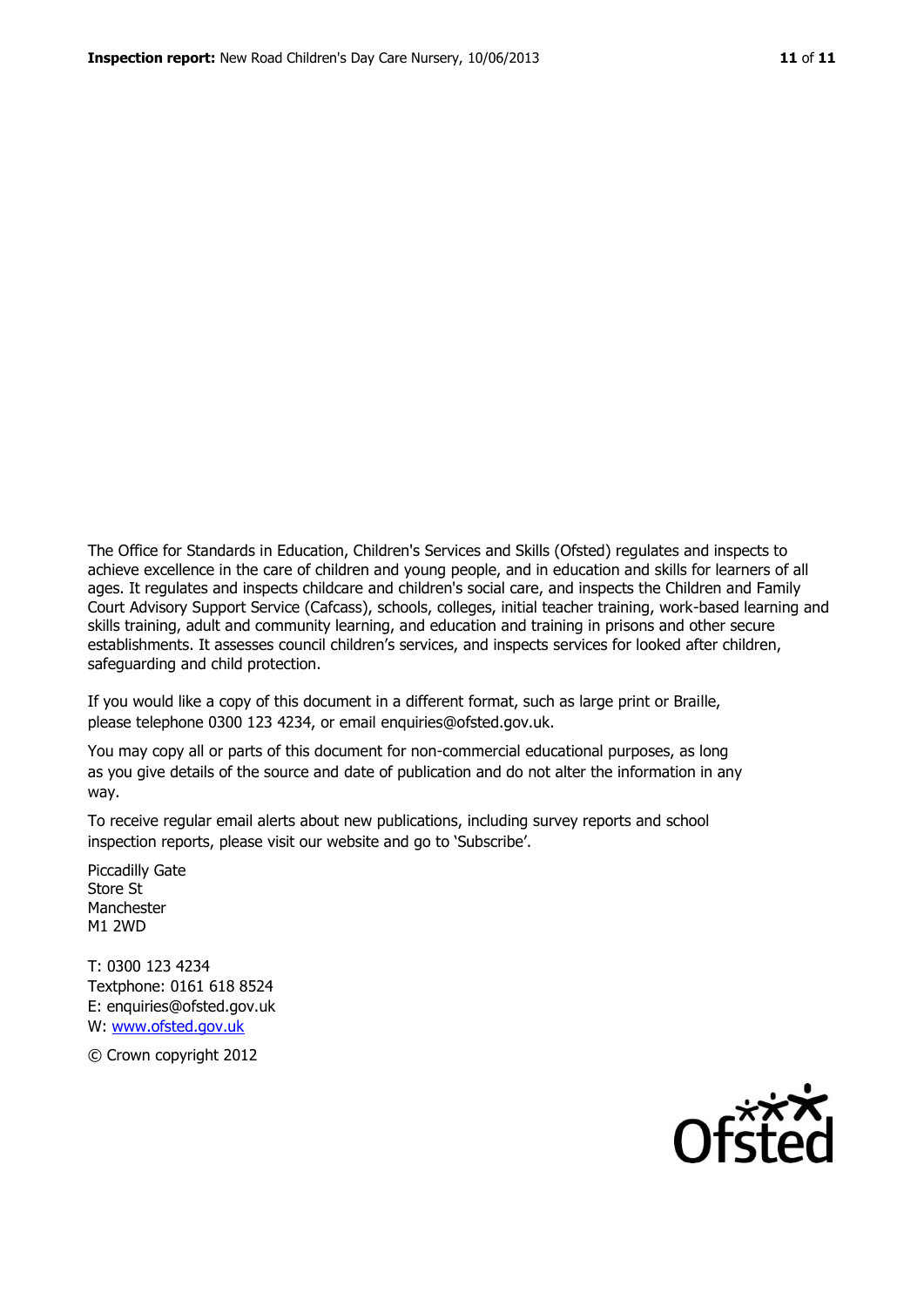The Office for Standards in Education, Children's Services and Skills (Ofsted) regulates and inspects to achieve excellence in the care of children and young people, and in education and skills for learners of all ages. It regulates and inspects childcare and children's social care, and inspects the Children and Family Court Advisory Support Service (Cafcass), schools, colleges, initial teacher training, work-based learning and skills training, adult and community learning, and education and training in prisons and other secure establishments. It assesses council children's services, and inspects services for looked after children, safeguarding and child protection.

If you would like a copy of this document in a different format, such as large print or Braille, please telephone 0300 123 4234, or email enquiries@ofsted.gov.uk.

You may copy all or parts of this document for non-commercial educational purposes, as long as you give details of the source and date of publication and do not alter the information in any way.

To receive regular email alerts about new publications, including survey reports and school inspection reports, please visit our website and go to 'Subscribe'.

Piccadilly Gate
Store St
Manchester
M1 2WD

T: 0300 123 4234
Textphone: 0161 618 8524
E: enquiries@ofsted.gov.uk
W: www.ofsted.gov.uk

© Crown copyright 2012